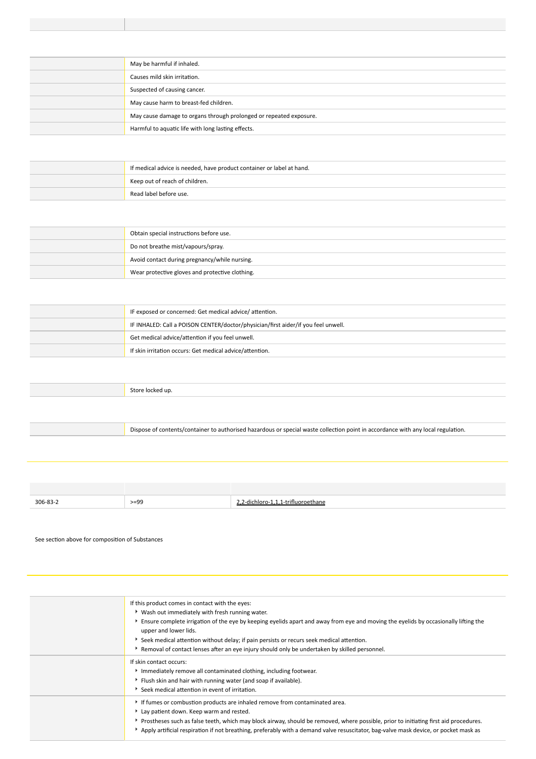| | |
|---|---|
| | May be harmful if inhaled. |
| | Causes mild skin irritation. |
| | Suspected of causing cancer. |
| | May cause harm to breast-fed children. |
| | May cause damage to organs through prolonged or repeated exposure. |
| | Harmful to aquatic life with long lasting effects. |

| | |
|---|---|
| | If medical advice is needed, have product container or label at hand. |
| | Keep out of reach of children. |
| | Read label before use. |

| | |
|---|---|
| | Obtain special instructions before use. |
| | Do not breathe mist/vapours/spray. |
| | Avoid contact during pregnancy/while nursing. |
| | Wear protective gloves and protective clothing. |

| | |
|---|---|
| | IF exposed or concerned: Get medical advice/ attention. |
| | IF INHALED: Call a POISON CENTER/doctor/physician/first aider/if you feel unwell. |
| | Get medical advice/attention if you feel unwell. |
| | If skin irritation occurs: Get medical advice/attention. |

| | |
|---|---|
| | Store locked up. |

| | |
|---|---|
| | Dispose of contents/container to authorised hazardous or special waste collection point in accordance with any local regulation. |

| | | |
|---|---|---|
| 306-83-2 | >=99 | 2,2-dichloro-1,1,1-trifluoroethane |

See section above for composition of Substances

| | |
|---|---|
| | If this product comes in contact with the eyes:<br>▸ Wash out immediately with fresh running water.<br>▸ Ensure complete irrigation of the eye by keeping eyelids apart and away from eye and moving the eyelids by occasionally lifting the upper and lower lids.<br>▸ Seek medical attention without delay; if pain persists or recurs seek medical attention.<br>▸ Removal of contact lenses after an eye injury should only be undertaken by skilled personnel. |
| | If skin contact occurs:<br>▸ Immediately remove all contaminated clothing, including footwear.<br>▸ Flush skin and hair with running water (and soap if available).<br>▸ Seek medical attention in event of irritation. |
| | ▸ If fumes or combustion products are inhaled remove from contaminated area.<br>▸ Lay patient down. Keep warm and rested.<br>▸ Prostheses such as false teeth, which may block airway, should be removed, where possible, prior to initiating first aid procedures.<br>▸ Apply artificial respiration if not breathing, preferably with a demand valve resuscitator, bag-valve mask device, or pocket mask as |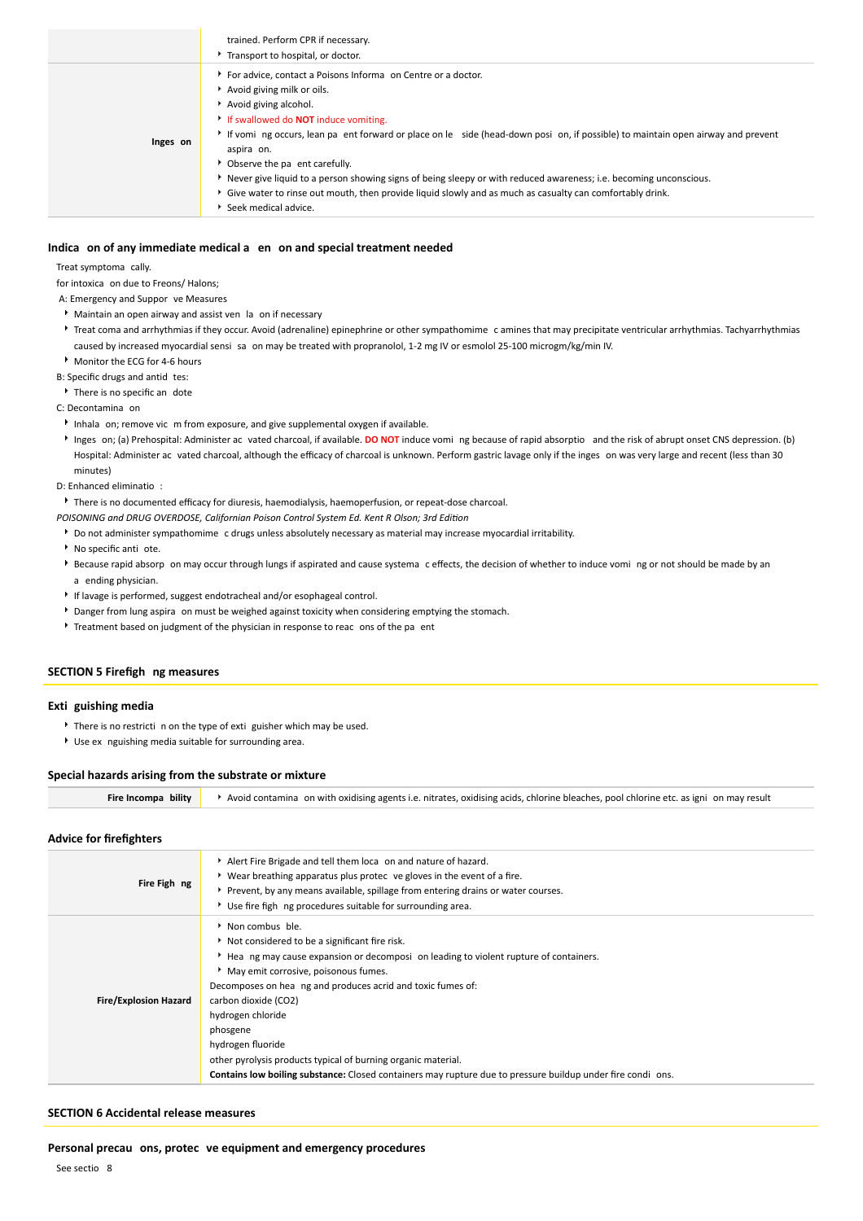| | |
|---|---|
| | trained. Perform CPR if necessary.<br>‣ Transport to hospital, or doctor. |
| **Inges on** | ‣ For advice, contact a Poisons Informa on Centre or a doctor.<br>‣ Avoid giving milk or oils.<br>‣ Avoid giving alcohol.<br>‣ If swallowed do **NOT** induce vomiting.<br>‣ If vomi ng occurs, lean pa ent forward or place on le side (head-down posi on, if possible) to maintain open airway and prevent aspira on.<br>‣ Observe the pa ent carefully.<br>‣ Never give liquid to a person showing signs of being sleepy or with reduced awareness; i.e. becoming unconscious.<br>‣ Give water to rinse out mouth, then provide liquid slowly and as much as casualty can comfortably drink.<br>‣ Seek medical advice. |

### Indica on of any immediate medical a en on and special treatment needed

Treat symptoma cally.

for intoxica on due to Freons/ Halons;

A: Emergency and Suppor ve Measures

- Maintain an open airway and assist ven la on if necessary
- Treat coma and arrhythmias if they occur. Avoid (adrenaline) epinephrine or other sympathomime c amines that may precipitate ventricular arrhythmias. Tachyarrhythmias caused by increased myocardial sensi sa on may be treated with propranolol, 1-2 mg IV or esmolol 25-100 microgm/kg/min IV.
- Monitor the ECG for 4-6 hours

B: Specific drugs and antid tes:

- There is no specific an dote

C: Decontamina on

- Inhala on; remove vic m from exposure, and give supplemental oxygen if available.
- Inges on; (a) Prehospital: Administer ac vated charcoal, if available. **DO NOT** induce vomi ng because of rapid absorptio and the risk of abrupt onset CNS depression. (b) Hospital: Administer ac vated charcoal, although the efficacy of charcoal is unknown. Perform gastric lavage only if the inges on was very large and recent (less than 30 minutes)

D: Enhanced eliminatio :

- There is no documented efficacy for diuresis, haemodialysis, haemoperfusion, or repeat-dose charcoal.

*POISONING and DRUG OVERDOSE, Californian Poison Control System Ed. Kent R Olson; 3rd Edition*

- Do not administer sympathomime c drugs unless absolutely necessary as material may increase myocardial irritability.
- No specific anti ote.
- Because rapid absorp on may occur through lungs if aspirated and cause systema c effects, the decision of whether to induce vomi ng or not should be made by an a ending physician.
- If lavage is performed, suggest endotracheal and/or esophageal control.
- Danger from lung aspira on must be weighed against toxicity when considering emptying the stomach.
- Treatment based on judgment of the physician in response to reac ons of the pa ent

## SECTION 5 Firefigh ng measures

### Exti guishing media

- There is no restricti n on the type of exti guisher which may be used.
- Use ex nguishing media suitable for surrounding area.

### Special hazards arising from the substrate or mixture

| | |
|---|---|
| **Fire Incompa bility** | ‣ Avoid contamina on with oxidising agents i.e. nitrates, oxidising acids, chlorine bleaches, pool chlorine etc. as igni on may result |

### Advice for firefighters

| | |
|---|---|
| **Fire Figh ng** | ‣ Alert Fire Brigade and tell them loca on and nature of hazard.<br>‣ Wear breathing apparatus plus protec ve gloves in the event of a fire.<br>‣ Prevent, by any means available, spillage from entering drains or water courses.<br>‣ Use fire figh ng procedures suitable for surrounding area. |
| **Fire/Explosion Hazard** | ‣ Non combus ble.<br>‣ Not considered to be a significant fire risk.<br>‣ Hea ng may cause expansion or decomposi on leading to violent rupture of containers.<br>‣ May emit corrosive, poisonous fumes.<br>Decomposes on hea ng and produces acrid and toxic fumes of:<br>carbon dioxide ($CO_2$)<br>hydrogen chloride<br>phosgene<br>hydrogen fluoride<br>other pyrolysis products typical of burning organic material.<br>**Contains low boiling substance:** Closed containers may rupture due to pressure buildup under fire condi ons. |

## SECTION 6 Accidental release measures

### Personal precau ons, protec ve equipment and emergency procedures

See sectio 8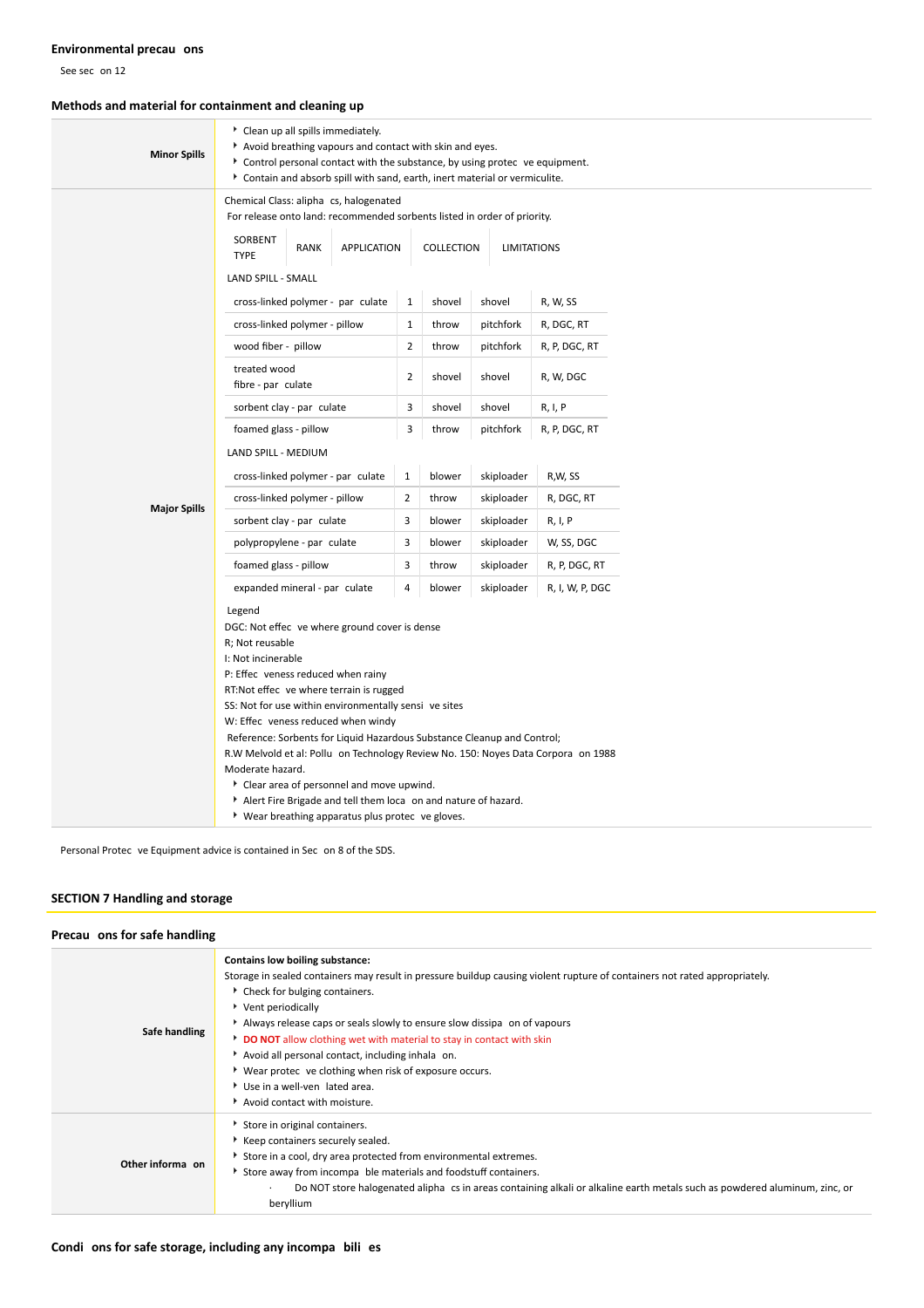### Environmental precau ons

See sec on 12

### Methods and material for containment and cleaning up

**Minor Spills**

- Clean up all spills immediately.
- Avoid breathing vapours and contact with skin and eyes.
- Control personal contact with the substance, by using protec ve equipment.
- Contain and absorb spill with sand, earth, inert material or vermiculite.

**Major Spills**

Chemical Class: alipha cs, halogenated

For release onto land: recommended sorbents listed in order of priority.

| SORBENT TYPE | RANK | APPLICATION | COLLECTION | LIMITATIONS |
|---|---|---|---|---|
| LAND SPILL - SMALL | | | | |
| cross-linked polymer - par culate | 1 | shovel | shovel | R, W, SS |
| cross-linked polymer - pillow | 1 | throw | pitchfork | R, DGC, RT |
| wood fiber - pillow | 2 | throw | pitchfork | R, P, DGC, RT |
| treated wood fibre - par culate | 2 | shovel | shovel | R, W, DGC |
| sorbent clay - par culate | 3 | shovel | shovel | R, I, P |
| foamed glass - pillow | 3 | throw | pitchfork | R, P, DGC, RT |
| LAND SPILL - MEDIUM | | | | |
| cross-linked polymer - par culate | 1 | blower | skiploader | R,W, SS |
| cross-linked polymer - pillow | 2 | throw | skiploader | R, DGC, RT |
| sorbent clay - par culate | 3 | blower | skiploader | R, I, P |
| polypropylene - par culate | 3 | blower | skiploader | W, SS, DGC |
| foamed glass - pillow | 3 | throw | skiploader | R, P, DGC, RT |
| expanded mineral - par culate | 4 | blower | skiploader | R, I, W, P, DGC |

Legend

DGC: Not effec ve where ground cover is dense

R; Not reusable

I: Not incinerable

P: Effec veness reduced when rainy

RT:Not effec ve where terrain is rugged

SS: Not for use within environmentally sensi ve sites

W: Effec veness reduced when windy

Reference: Sorbents for Liquid Hazardous Substance Cleanup and Control;

R.W Melvold et al: Pollu on Technology Review No. 150: Noyes Data Corpora on 1988

Moderate hazard.

- Clear area of personnel and move upwind.
- Alert Fire Brigade and tell them loca on and nature of hazard.
- Wear breathing apparatus plus protec ve gloves.

Personal Protec ve Equipment advice is contained in Sec on 8 of the SDS.

## SECTION 7 Handling and storage

### Precau ons for safe handling

**Safe handling**

**Contains low boiling substance:**

Storage in sealed containers may result in pressure buildup causing violent rupture of containers not rated appropriately.

- Check for bulging containers.
- Vent periodically
- Always release caps or seals slowly to ensure slow dissipa on of vapours
- **DO NOT** allow clothing wet with material to stay in contact with skin
- Avoid all personal contact, including inhala on.
- Wear protec ve clothing when risk of exposure occurs.
- Use in a well-ven lated area.
- Avoid contact with moisture.

**Other informa on**

- Store in original containers.
- Keep containers securely sealed.
- Store in a cool, dry area protected from environmental extremes.
- Store away from incompa ble materials and foodstuff containers.
  - Do NOT store halogenated alipha cs in areas containing alkali or alkaline earth metals such as powdered aluminum, zinc, or beryllium

### Condi ons for safe storage, including any incompa bili es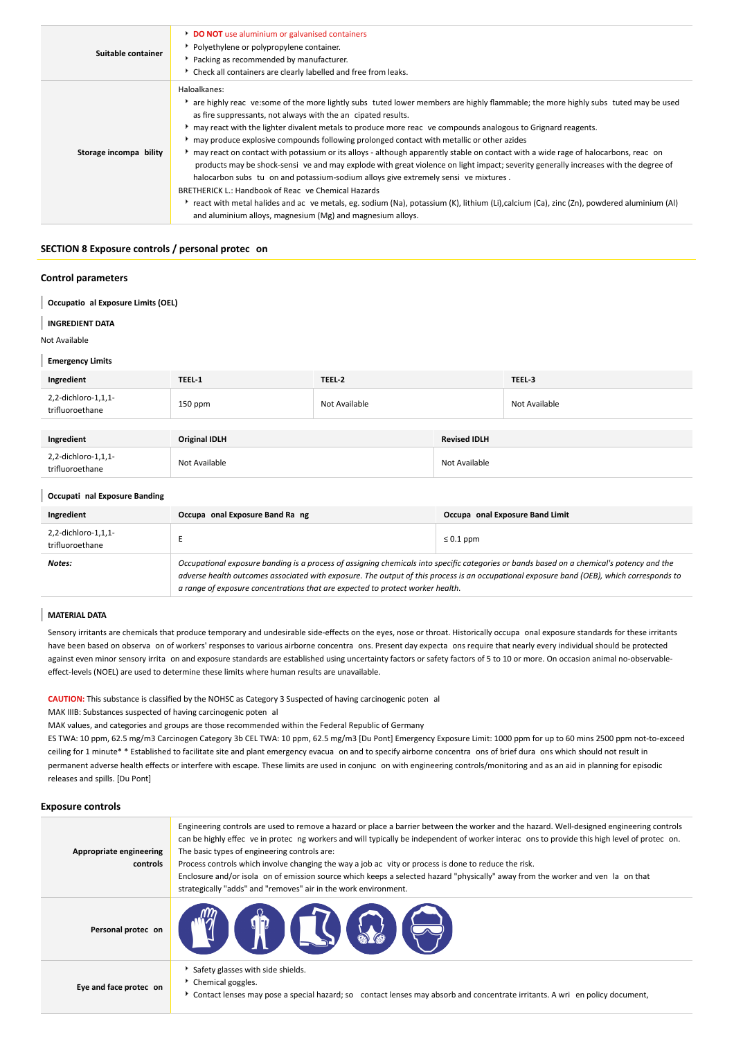| | |
|---|---|
| **Suitable container** | - **DO NOT** use aluminium or galvanised containers<br>- Polyethylene or polypropylene container.<br>- Packing as recommended by manufacturer.<br>- Check all containers are clearly labelled and free from leaks. |
| **Storage incompa bility** | Haloalkanes:<br>- are highly reac ve:some of the more lightly subs tuted lower members are highly flammable; the more highly subs tuted may be used as fire suppressants, not always with the an cipated results.<br>- may react with the lighter divalent metals to produce more reac ve compounds analogous to Grignard reagents.<br>- may produce explosive compounds following prolonged contact with metallic or other azides<br>- may react on contact with potassium or its alloys - although apparently stable on contact with a wide rage of halocarbons, reac on products may be shock-sensi ve and may explode with great violence on light impact; severity generally increases with the degree of halocarbon subs tu on and potassium-sodium alloys give extremely sensi ve mixtures .<br>BRETHERICK L.: Handbook of Reac ve Chemical Hazards<br>- react with metal halides and ac ve metals, eg. sodium (Na), potassium (K), lithium (Li),calcium (Ca), zinc (Zn), powdered aluminium (Al) and aluminium alloys, magnesium (Mg) and magnesium alloys. |

## SECTION 8 Exposure controls / personal protec on

### Control parameters

**Occupatio al Exposure Limits (OEL)**

**INGREDIENT DATA**

Not Available

**Emergency Limits**

| Ingredient | TEEL-1 | TEEL-2 | TEEL-3 |
|---|---|---|---|
| 2,2-dichloro-1,1,1-trifluoroethane | 150 ppm | Not Available | Not Available |

| Ingredient | Original IDLH | Revised IDLH |
|---|---|---|
| 2,2-dichloro-1,1,1-trifluoroethane | Not Available | Not Available |

**Occupati nal Exposure Banding**

| Ingredient | Occupa onal Exposure Band Ra ng | Occupa onal Exposure Band Limit |
|---|---|---|
| 2,2-dichloro-1,1,1-trifluoroethane | E | ≤ 0.1 ppm |
| ***Notes:*** | *Occupational exposure banding is a process of assigning chemicals into specific categories or bands based on a chemical's potency and the adverse health outcomes associated with exposure. The output of this process is an occupational exposure band (OEB), which corresponds to a range of exposure concentrations that are expected to protect worker health.* | |

**MATERIAL DATA**

Sensory irritants are chemicals that produce temporary and undesirable side-effects on the eyes, nose or throat. Historically occupa onal exposure standards for these irritants have been based on observa on of workers' responses to various airborne concentra ons. Present day expecta ons require that nearly every individual should be protected against even minor sensory irrita on and exposure standards are established using uncertainty factors or safety factors of 5 to 10 or more. On occasion animal no-observable-effect-levels (NOEL) are used to determine these limits where human results are unavailable.

**CAUTION:** This substance is classified by the NOHSC as Category 3 Suspected of having carcinogenic poten al

MAK IIIB: Substances suspected of having carcinogenic poten al

MAK values, and categories and groups are those recommended within the Federal Republic of Germany

ES TWA: 10 ppm, 62.5 mg/m3 Carcinogen Category 3b CEL TWA: 10 ppm, 62.5 mg/m3 [Du Pont] Emergency Exposure Limit: 1000 ppm for up to 60 mins 2500 ppm not-to-exceed ceiling for 1 minute* * Established to facilitate site and plant emergency evacua on and to specify airborne concentra ons of brief dura ons which should not result in permanent adverse health effects or interfere with escape. These limits are used in conjunc on with engineering controls/monitoring and as an aid in planning for episodic releases and spills. [Du Pont]

### Exposure controls

| | |
|---|---|
| **Appropriate engineering controls** | Engineering controls are used to remove a hazard or place a barrier between the worker and the hazard. Well-designed engineering controls can be highly effec ve in protec ng workers and will typically be independent of worker interac ons to provide this high level of protec on.<br>The basic types of engineering controls are:<br>Process controls which involve changing the way a job ac vity or process is done to reduce the risk.<br>Enclosure and/or isola on of emission source which keeps a selected hazard "physically" away from the worker and ven la on that strategically "adds" and "removes" air in the work environment. |
| **Personal protec on** | |
| **Eye and face protec on** | - Safety glasses with side shields.<br>- Chemical goggles.<br>- Contact lenses may pose a special hazard; so contact lenses may absorb and concentrate irritants. A wri en policy document, |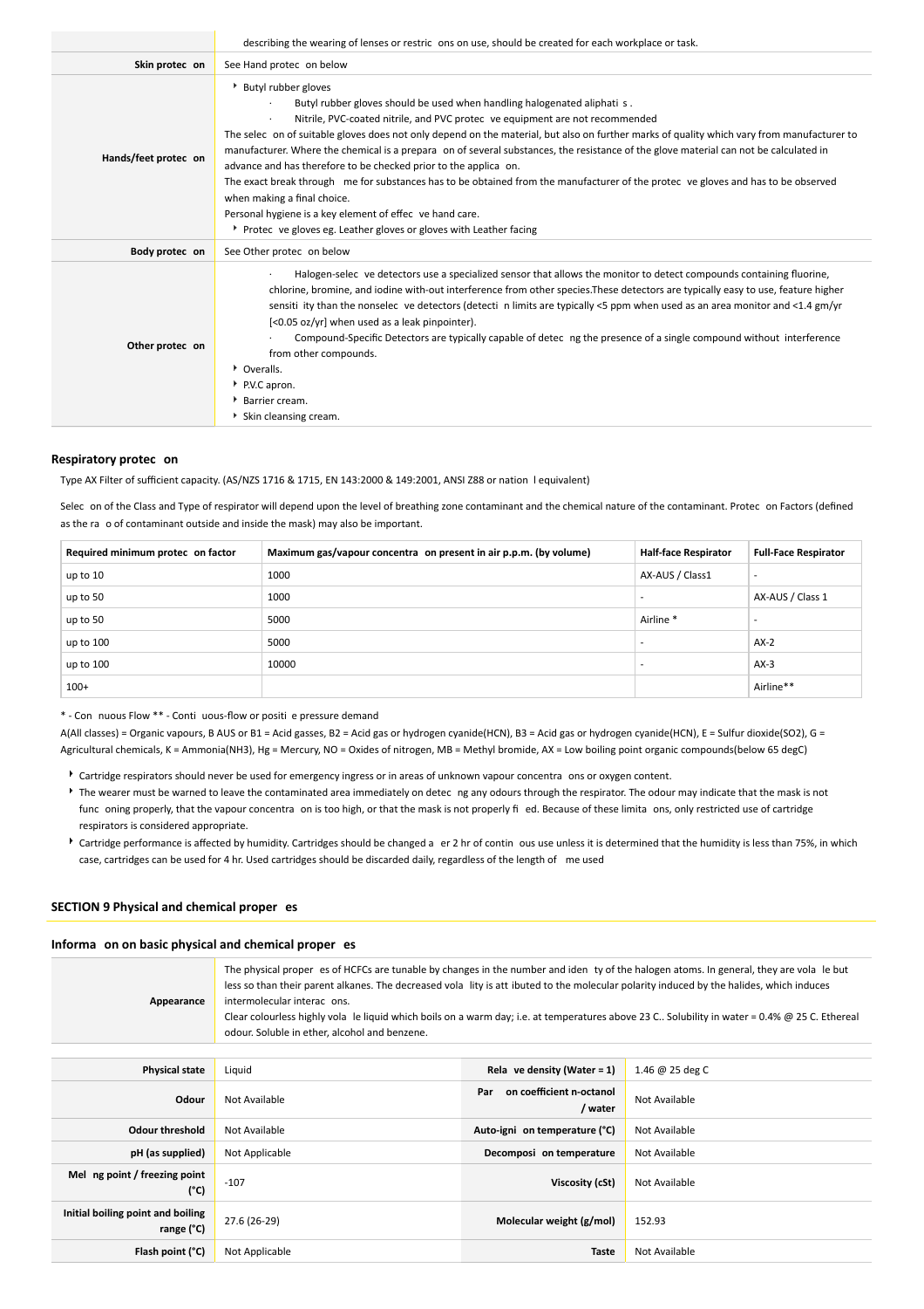| | |
|---|---|
| | describing the wearing of lenses or restric ons on use, should be created for each workplace or task. |
| **Skin protec on** | See Hand protec on below |
| **Hands/feet protec on** | ▸ Butyl rubber gloves<br>· Butyl rubber gloves should be used when handling halogenated aliphati s .<br>· Nitrile, PVC-coated nitrile, and PVC protec ve equipment are not recommended<br>The selec on of suitable gloves does not only depend on the material, but also on further marks of quality which vary from manufacturer to manufacturer. Where the chemical is a prepara on of several substances, the resistance of the glove material can not be calculated in advance and has therefore to be checked prior to the applica on.<br>The exact break through me for substances has to be obtained from the manufacturer of the protec ve gloves and has to be observed when making a final choice.<br>Personal hygiene is a key element of effec ve hand care.<br>▸ Protec ve gloves eg. Leather gloves or gloves with Leather facing |
| **Body protec on** | See Other protec on below |
| **Other protec on** | · Halogen-selec ve detectors use a specialized sensor that allows the monitor to detect compounds containing fluorine, chlorine, bromine, and iodine with-out interference from other species.These detectors are typically easy to use, feature higher sensiti ity than the nonselec ve detectors (detecti n limits are typically <5 ppm when used as an area monitor and <1.4 gm/yr [<0.05 oz/yr] when used as a leak pinpointer).<br>· Compound-Specific Detectors are typically capable of detec ng the presence of a single compound without interference from other compounds.<br>▸ Overalls.<br>▸ P.V.C apron.<br>▸ Barrier cream.<br>▸ Skin cleansing cream. |

### Respiratory protec on

Type AX Filter of sufficient capacity. (AS/NZS 1716 & 1715, EN 143:2000 & 149:2001, ANSI Z88 or nation l equivalent)

Selec on of the Class and Type of respirator will depend upon the level of breathing zone contaminant and the chemical nature of the contaminant. Protec on Factors (defined as the ra o of contaminant outside and inside the mask) may also be important.

| Required minimum protec on factor | Maximum gas/vapour concentra on present in air p.p.m. (by volume) | Half-face Respirator | Full-Face Respirator |
|---|---|---|---|
| up to 10 | 1000 | AX-AUS / Class1 | - |
| up to 50 | 1000 | - | AX-AUS / Class 1 |
| up to 50 | 5000 | Airline * | - |
| up to 100 | 5000 | - | AX-2 |
| up to 100 | 10000 | - | AX-3 |
| 100+ | | | Airline** |

* - Con nuous Flow ** - Conti uous-flow or positi e pressure demand

A(All classes) = Organic vapours, B AUS or B1 = Acid gasses, B2 = Acid gas or hydrogen cyanide(HCN), B3 = Acid gas or hydrogen cyanide(HCN), E = Sulfur dioxide(SO2), G = Agricultural chemicals, K = Ammonia(NH3), Hg = Mercury, NO = Oxides of nitrogen, MB = Methyl bromide, AX = Low boiling point organic compounds(below 65 degC)

- Cartridge respirators should never be used for emergency ingress or in areas of unknown vapour concentra ons or oxygen content.
- The wearer must be warned to leave the contaminated area immediately on detec ng any odours through the respirator. The odour may indicate that the mask is not func oning properly, that the vapour concentra on is too high, or that the mask is not properly fi ed. Because of these limita ons, only restricted use of cartridge respirators is considered appropriate.
- Cartridge performance is affected by humidity. Cartridges should be changed a er 2 hr of contin ous use unless it is determined that the humidity is less than 75%, in which case, cartridges can be used for 4 hr. Used cartridges should be discarded daily, regardless of the length of me used

## SECTION 9 Physical and chemical proper es

### Informa on on basic physical and chemical proper es

| | |
|---|---|
| **Appearance** | The physical proper es of HCFCs are tunable by changes in the number and iden ty of the halogen atoms. In general, they are vola le but less so than their parent alkanes. The decreased vola lity is att ibuted to the molecular polarity induced by the halides, which induces intermolecular interac ons.<br>Clear colourless highly vola le liquid which boils on a warm day; i.e. at temperatures above 23 C.. Solubility in water = 0.4% @ 25 C. Ethereal odour. Soluble in ether, alcohol and benzene. |

| | | | |
|---|---|---|---|
| **Physical state** | Liquid | **Rela ve density (Water = 1)** | 1.46 @ 25 deg C |
| **Odour** | Not Available | **Par on coefficient n-octanol / water** | Not Available |
| **Odour threshold** | Not Available | **Auto-igni on temperature (°C)** | Not Available |
| **pH (as supplied)** | Not Applicable | **Decomposi on temperature** | Not Available |
| **Mel ng point / freezing point (°C)** | -107 | **Viscosity (cSt)** | Not Available |
| **Initial boiling point and boiling range (°C)** | 27.6 (26-29) | **Molecular weight (g/mol)** | 152.93 |
| **Flash point (°C)** | Not Applicable | **Taste** | Not Available |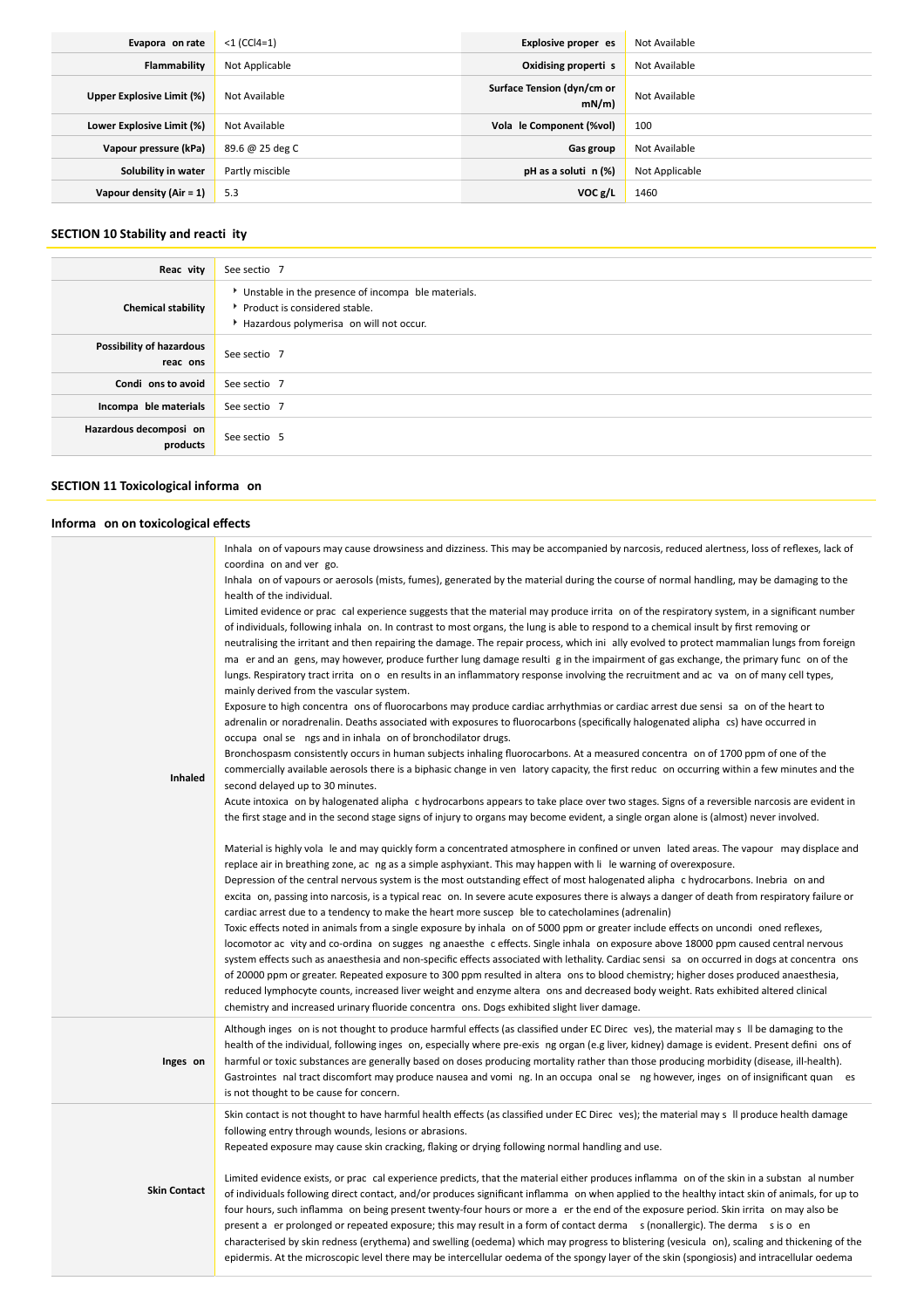| Evaporation rate | <1 (CCl4=1) | Explosive properties | Not Available |
|---|---|---|---|
| Flammability | Not Applicable | Oxidising properties | Not Available |
| Upper Explosive Limit (%) | Not Available | Surface Tension (dyn/cm or mN/m) | Not Available |
| Lower Explosive Limit (%) | Not Available | Volatile Component (%vol) | 100 |
| Vapour pressure (kPa) | 89.6 @ 25 deg C | Gas group | Not Available |
| Solubility in water | Partly miscible | pH as a solution (%) | Not Applicable |
| Vapour density (Air = 1) | 5.3 | VOC g/L | 1460 |

### SECTION 10 Stability and reactivity

| | |
|---|---|
| Reactivity | See section 7 |
| Chemical stability | ‣ Unstable in the presence of incompatible materials.<br>‣ Product is considered stable.<br>‣ Hazardous polymerisation will not occur. |
| Possibility of hazardous reactions | See section 7 |
| Conditions to avoid | See section 7 |
| Incompatible materials | See section 7 |
| Hazardous decomposition products | See section 5 |

### SECTION 11 Toxicological information

### Information on toxicological effects

| | |
|---|---|
| Inhaled | Inhalation of vapours may cause drowsiness and dizziness. This may be accompanied by narcosis, reduced alertness, loss of reflexes, lack of coordination and vertigo.<br>Inhalation of vapours or aerosols (mists, fumes), generated by the material during the course of normal handling, may be damaging to the health of the individual.<br>Limited evidence or practical experience suggests that the material may produce irritation of the respiratory system, in a significant number of individuals, following inhalation. In contrast to most organs, the lung is able to respond to a chemical insult by first removing or neutralising the irritant and then repairing the damage. The repair process, which initially evolved to protect mammalian lungs from foreign matter and antigens, may however, produce further lung damage resulting in the impairment of gas exchange, the primary function of the lungs. Respiratory tract irritation often results in an inflammatory response involving the recruitment and activation of many cell types, mainly derived from the vascular system.<br>Exposure to high concentrations of fluorocarbons may produce cardiac arrhythmias or cardiac arrest due sensitisation of the heart to adrenalin or noradrenalin. Deaths associated with exposures to fluorocarbons (specifically halogenated aliphatics) have occurred in occupational settings and in inhalation of bronchodilator drugs.<br>Bronchospasm consistently occurs in human subjects inhaling fluorocarbons. At a measured concentration of 1700 ppm of one of the commercially available aerosols there is a biphasic change in ventilatory capacity, the first reduction occurring within a few minutes and the second delayed up to 30 minutes.<br>Acute intoxication by halogenated aliphatic hydrocarbons appears to take place over two stages. Signs of a reversible narcosis are evident in the first stage and in the second stage signs of injury to organs may become evident, a single organ alone is (almost) never involved.<br><br>Material is highly volatile and may quickly form a concentrated atmosphere in confined or unventilated areas. The vapour may displace and replace air in breathing zone, acting as a simple asphyxiant. This may happen with little warning of overexposure.<br>Depression of the central nervous system is the most outstanding effect of most halogenated aliphatic hydrocarbons. Inebriation and excitation, passing into narcosis, is a typical reaction. In severe acute exposures there is always a danger of death from respiratory failure or cardiac arrest due to a tendency to make the heart more susceptible to catecholamines (adrenalin)<br>Toxic effects noted in animals from a single exposure by inhalation of 5000 ppm or greater include effects on unconditioned reflexes, locomotor activity and co-ordination suggesting anaesthetic effects. Single inhalation exposure above 18000 ppm caused central nervous system effects such as anaesthesia and non-specific effects associated with lethality. Cardiac sensitisation occurred in dogs at concentrations of 20000 ppm or greater. Repeated exposure to 300 ppm resulted in alterations to blood chemistry; higher doses produced anaesthesia, reduced lymphocyte counts, increased liver weight and enzyme alterations and decreased body weight. Rats exhibited altered clinical chemistry and increased urinary fluoride concentrations. Dogs exhibited slight liver damage. |
| Ingestion | Although ingestion is not thought to produce harmful effects (as classified under EC Directives), the material may still be damaging to the health of the individual, following ingestion, especially where pre-existing organ (e.g liver, kidney) damage is evident. Present definitions of harmful or toxic substances are generally based on doses producing mortality rather than those producing morbidity (disease, ill-health). Gastrointestinal tract discomfort may produce nausea and vomiting. In an occupational setting however, ingestion of insignificant quantities is not thought to be cause for concern. |
| Skin Contact | Skin contact is not thought to have harmful health effects (as classified under EC Directives); the material may still produce health damage following entry through wounds, lesions or abrasions.<br>Repeated exposure may cause skin cracking, flaking or drying following normal handling and use.<br><br>Limited evidence exists, or practical experience predicts, that the material either produces inflammation of the skin in a substantial number of individuals following direct contact, and/or produces significant inflammation when applied to the healthy intact skin of animals, for up to four hours, such inflammation being present twenty-four hours or more after the end of the exposure period. Skin irritation may also be present after prolonged or repeated exposure; this may result in a form of contact dermatitis (nonallergic). The dermatitis is often characterised by skin redness (erythema) and swelling (oedema) which may progress to blistering (vesiculation), scaling and thickening of the epidermis. At the microscopic level there may be intercellular oedema of the spongy layer of the skin (spongiosis) and intracellular oedema |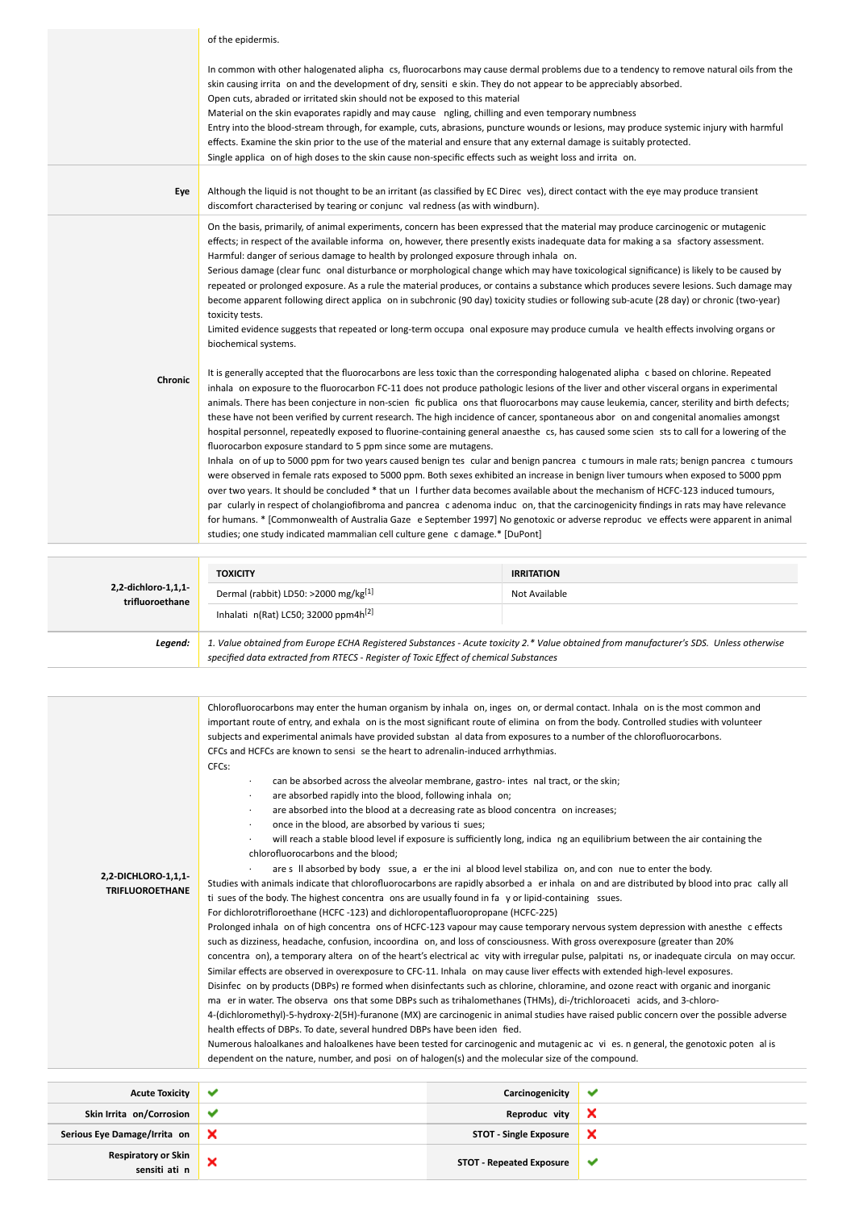| | |
|---|---|
| | of the epidermis.<br><br>In common with other halogenated alipha cs, fluorocarbons may cause dermal problems due to a tendency to remove natural oils from the skin causing irrita on and the development of dry, sensiti e skin. They do not appear to be appreciably absorbed.<br>Open cuts, abraded or irritated skin should not be exposed to this material<br>Material on the skin evaporates rapidly and may cause ngling, chilling and even temporary numbness<br>Entry into the blood-stream through, for example, cuts, abrasions, puncture wounds or lesions, may produce systemic injury with harmful effects. Examine the skin prior to the use of the material and ensure that any external damage is suitably protected.<br>Single applica on of high doses to the skin cause non-specific effects such as weight loss and irrita on. |
| **Eye** | Although the liquid is not thought to be an irritant (as classified by EC Direc ves), direct contact with the eye may produce transient discomfort characterised by tearing or conjunc val redness (as with windburn). |
| **Chronic** | On the basis, primarily, of animal experiments, concern has been expressed that the material may produce carcinogenic or mutagenic effects; in respect of the available informa on, however, there presently exists inadequate data for making a sa sfactory assessment.<br>Harmful: danger of serious damage to health by prolonged exposure through inhala on.<br>Serious damage (clear func onal disturbance or morphological change which may have toxicological significance) is likely to be caused by repeated or prolonged exposure. As a rule the material produces, or contains a substance which produces severe lesions. Such damage may become apparent following direct applica on in subchronic (90 day) toxicity studies or following sub-acute (28 day) or chronic (two-year) toxicity tests.<br>Limited evidence suggests that repeated or long-term occupa onal exposure may produce cumula ve health effects involving organs or biochemical systems.<br><br>It is generally accepted that the fluorocarbons are less toxic than the corresponding halogenated alipha c based on chlorine. Repeated inhala on exposure to the fluorocarbon FC-11 does not produce pathologic lesions of the liver and other visceral organs in experimental animals. There has been conjecture in non-scien fic publica ons that fluorocarbons may cause leukemia, cancer, sterility and birth defects; these have not been verified by current research. The high incidence of cancer, spontaneous abor on and congenital anomalies amongst hospital personnel, repeatedly exposed to fluorine-containing general anaesthe cs, has caused some scien sts to call for a lowering of the fluorocarbon exposure standard to 5 ppm since some are mutagens.<br>Inhala on of up to 5000 ppm for two years caused benign tes cular and benign pancrea c tumours in male rats; benign pancrea c tumours were observed in female rats exposed to 5000 ppm. Both sexes exhibited an increase in benign liver tumours when exposed to 5000 ppm over two years. It should be concluded * that un l further data becomes available about the mechanism of HCFC-123 induced tumours, par cularly in respect of cholangiofibroma and pancrea c adenoma induc on, that the carcinogenicity findings in rats may have relevance for humans. * [Commonwealth of Australia Gaze e September 1997] No genotoxic or adverse reproduc ve effects were apparent in animal studies; one study indicated mammalian cell culture gene c damage.* [DuPont] |

| | TOXICITY | IRRITATION |
|---|---|---|
| **2,2-dichloro-1,1,1-trifluoroethane** | Dermal (rabbit) LD50: >2000 mg/kg[1] | Not Available |
| | Inhalati n(Rat) LC50; 32000 ppm4h[2] | |
| ***Legend:*** | *1. Value obtained from Europe ECHA Registered Substances - Acute toxicity 2.* Value obtained from manufacturer's SDS. Unless otherwise specified data extracted from RTECS - Register of Toxic Effect of chemical Substances* | |

| | |
|---|---|
| **2,2-DICHLORO-1,1,1-TRIFLUOROETHANE** | Chlorofluorocarbons may enter the human organism by inhala on, inges on, or dermal contact. Inhala on is the most common and important route of entry, and exhala on is the most significant route of elimina on from the body. Controlled studies with volunteer subjects and experimental animals have provided substan al data from exposures to a number of the chlorofluorocarbons.<br>CFCs and HCFCs are known to sensi se the heart to adrenalin-induced arrhythmias.<br>CFCs:<br>· can be absorbed across the alveolar membrane, gastro- intes nal tract, or the skin;<br>· are absorbed rapidly into the blood, following inhala on;<br>· are absorbed into the blood at a decreasing rate as blood concentra on increases;<br>· once in the blood, are absorbed by various ti sues;<br>· will reach a stable blood level if exposure is sufficiently long, indica ng an equilibrium between the air containing the chlorofluorocarbons and the blood;<br>· are s ll absorbed by body ssue, a er the ini al blood level stabiliza on, and con nue to enter the body.<br>Studies with animals indicate that chlorofluorocarbons are rapidly absorbed a er inhala on and are distributed by blood into prac cally all ti sues of the body. The highest concentra ons are usually found in fa y or lipid-containing ssues.<br>For dichlorotrifloroethane (HCFC -123) and dichloropentafluoropropane (HCFC-225)<br>Prolonged inhala on of high concentra ons of HCFC-123 vapour may cause temporary nervous system depression with anesthe c effects such as dizziness, headache, confusion, incoordina on, and loss of consciousness. With gross overexposure (greater than 20% concentra on), a temporary altera on of the heart's electrical ac vity with irregular pulse, palpitati ns, or inadequate circula on may occur. Similar effects are observed in overexposure to CFC-11. Inhala on may cause liver effects with extended high-level exposures.<br>Disinfec on by products (DBPs) re formed when disinfectants such as chlorine, chloramine, and ozone react with organic and inorganic ma er in water. The observa ons that some DBPs such as trihalomethanes (THMs), di-/trichloroaceti acids, and 3-chloro-4-(dichloromethyl)-5-hydroxy-2(5H)-furanone (MX) are carcinogenic in animal studies have raised public concern over the possible adverse health effects of DBPs. To date, several hundred DBPs have been iden fied.<br>Numerous haloalkanes and haloalkenes have been tested for carcinogenic and mutagenic ac vi es. n general, the genotoxic poten al is dependent on the nature, number, and posi on of halogen(s) and the molecular size of the compound. |

| | | | |
|---|---|---|---|
| **Acute Toxicity** | ✔ | **Carcinogenicity** | ✔ |
| **Skin Irrita on/Corrosion** | ✔ | **Reproduc vity** | ✘ |
| **Serious Eye Damage/Irrita on** | ✘ | **STOT - Single Exposure** | ✘ |
| **Respiratory or Skin sensiti ati n** | ✘ | **STOT - Repeated Exposure** | ✔ |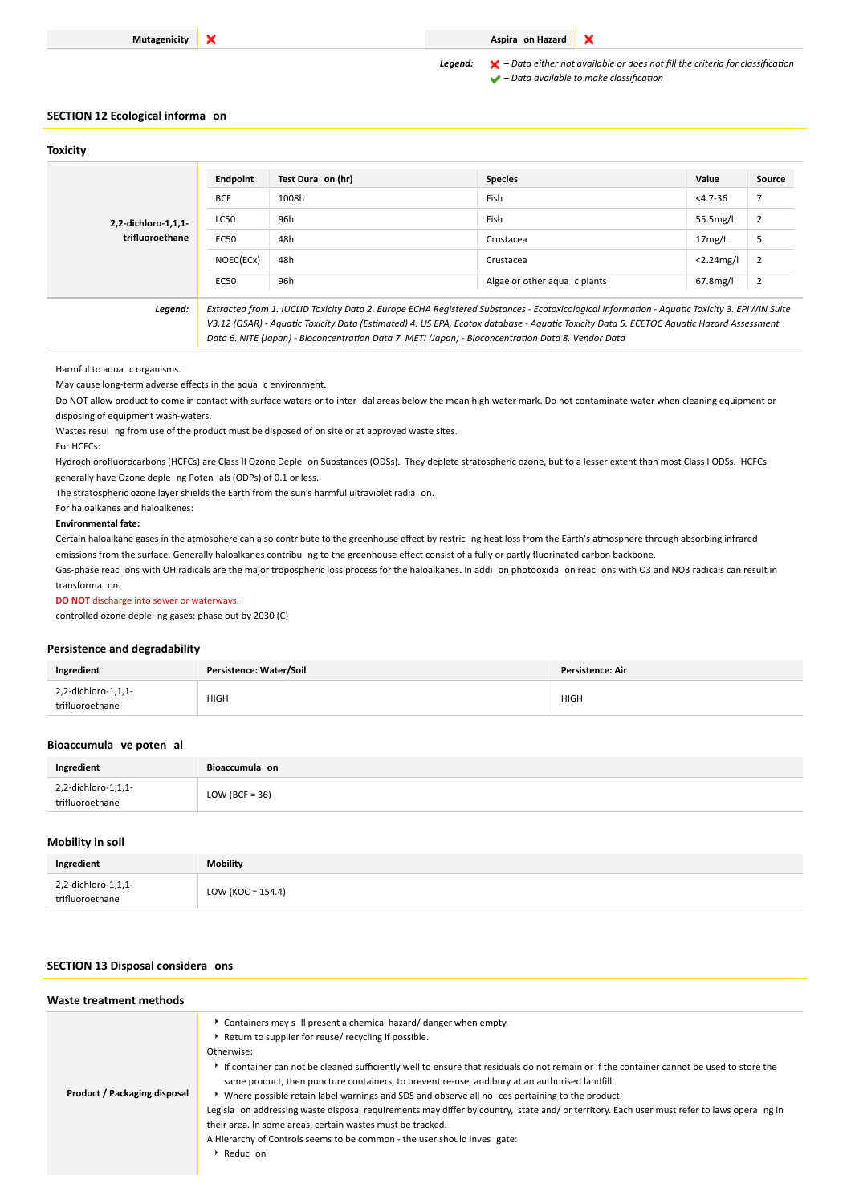| Mutagenicity | ✘ | Aspiration Hazard | ✘ |
|---|---|---|---|

*Legend:* ✘ – Data either not available or does not fill the criteria for classification
✔ – Data available to make classification

## SECTION 12 Ecological information

### Toxicity

| | Endpoint | Test Duration (hr) | Species | Value | Source |
|---|---|---|---|---|---|
| **2,2-dichloro-1,1,1-trifluoroethane** | BCF | 1008h | Fish | <4.7-36 | 7 |
| | LC50 | 96h | Fish | 55.5mg/l | 2 |
| | EC50 | 48h | Crustacea | 17mg/L | 5 |
| | NOEC(ECx) | 48h | Crustacea | <2.24mg/l | 2 |
| | EC50 | 96h | Algae or other aquatic plants | 67.8mg/l | 2 |
| ***Legend:*** | *Extracted from 1. IUCLID Toxicity Data 2. Europe ECHA Registered Substances - Ecotoxicological Information - Aquatic Toxicity 3. EPIWIN Suite V3.12 (QSAR) - Aquatic Toxicity Data (Estimated) 4. US EPA, Ecotox database - Aquatic Toxicity Data 5. ECETOC Aquatic Hazard Assessment Data 6. NITE (Japan) - Bioconcentration Data 7. METI (Japan) - Bioconcentration Data 8. Vendor Data* | | | | |

Harmful to aquatic organisms.
May cause long-term adverse effects in the aquatic environment.
Do NOT allow product to come in contact with surface waters or to intertidal areas below the mean high water mark. Do not contaminate water when cleaning equipment or disposing of equipment wash-waters.
Wastes resulting from use of the product must be disposed of on site or at approved waste sites.
For HCFCs:
Hydrochlorofluorocarbons (HCFCs) are Class II Ozone Depletion Substances (ODSs). They deplete stratospheric ozone, but to a lesser extent than most Class I ODSs. HCFCs generally have Ozone depleting Potentials (ODPs) of 0.1 or less.
The stratospheric ozone layer shields the Earth from the sun's harmful ultraviolet radiation.
For haloalkanes and haloalkenes:
**Environmental fate:**
Certain haloalkane gases in the atmosphere can also contribute to the greenhouse effect by restricting heat loss from the Earth's atmosphere through absorbing infrared emissions from the surface. Generally haloalkanes contributing to the greenhouse effect consist of a fully or partly fluorinated carbon backbone.
Gas-phase reactions with OH radicals are the major tropospheric loss process for the haloalkanes. In addition photooxidation reactions with O3 and NO3 radicals can result in transformation.
**DO NOT** discharge into sewer or waterways.
controlled ozone depleting gases: phase out by 2030 (C)

### Persistence and degradability

| Ingredient | Persistence: Water/Soil | Persistence: Air |
|---|---|---|
| 2,2-dichloro-1,1,1-trifluoroethane | HIGH | HIGH |

### Bioaccumulative potential

| Ingredient | Bioaccumulation |
|---|---|
| 2,2-dichloro-1,1,1-trifluoroethane | LOW (BCF = 36) |

### Mobility in soil

| Ingredient | Mobility |
|---|---|
| 2,2-dichloro-1,1,1-trifluoroethane | LOW (KOC = 154.4) |

## SECTION 13 Disposal considerations

### Waste treatment methods

**Product / Packaging disposal**

- Containers may still present a chemical hazard/ danger when empty.
- Return to supplier for reuse/ recycling if possible.

Otherwise:

- If container can not be cleaned sufficiently well to ensure that residuals do not remain or if the container cannot be used to store the same product, then puncture containers, to prevent re-use, and bury at an authorised landfill.
- Where possible retain label warnings and SDS and observe all notices pertaining to the product.

Legislation addressing waste disposal requirements may differ by country, state and/ or territory. Each user must refer to laws operating in their area. In some areas, certain wastes must be tracked.
A Hierarchy of Controls seems to be common - the user should investigate:

- Reduction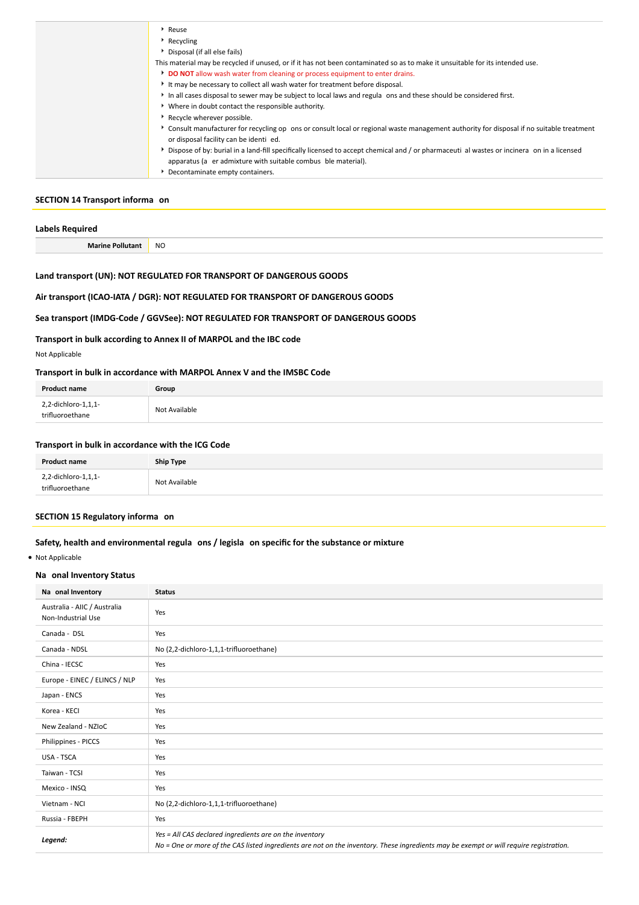|  | - Reuse<br>- Recycling<br>- Disposal (if all else fails)<br>This material may be recycled if unused, or if it has not been contaminated so as to make it unsuitable for its intended use.<br>- **DO NOT** allow wash water from cleaning or process equipment to enter drains.<br>- It may be necessary to collect all wash water for treatment before disposal.<br>- In all cases disposal to sewer may be subject to local laws and regulations and these should be considered first.<br>- Where in doubt contact the responsible authority.<br>- Recycle wherever possible.<br>- Consult manufacturer for recycling options or consult local or regional waste management authority for disposal if no suitable treatment or disposal facility can be identified.<br>- Dispose of by: burial in a land-fill specifically licensed to accept chemical and / or pharmaceutical wastes or incineration in a licensed apparatus (after admixture with suitable combustible material).<br>- Decontaminate empty containers. |
|---|---|

## SECTION 14 Transport information

### Labels Required

| Marine Pollutant | NO |
|---|---|

### Land transport (UN): NOT REGULATED FOR TRANSPORT OF DANGEROUS GOODS

### Air transport (ICAO-IATA / DGR): NOT REGULATED FOR TRANSPORT OF DANGEROUS GOODS

### Sea transport (IMDG-Code / GGVSee): NOT REGULATED FOR TRANSPORT OF DANGEROUS GOODS

### Transport in bulk according to Annex II of MARPOL and the IBC code

Not Applicable

### Transport in bulk in accordance with MARPOL Annex V and the IMSBC Code

| Product name | Group |
|---|---|
| 2,2-dichloro-1,1,1-trifluoroethane | Not Available |

### Transport in bulk in accordance with the ICG Code

| Product name | Ship Type |
|---|---|
| 2,2-dichloro-1,1,1-trifluoroethane | Not Available |

## SECTION 15 Regulatory information

### Safety, health and environmental regulations / legislation specific for the substance or mixture

- Not Applicable

### National Inventory Status

| National Inventory | Status |
|---|---|
| Australia - AIIC / Australia Non-Industrial Use | Yes |
| Canada - DSL | Yes |
| Canada - NDSL | No (2,2-dichloro-1,1,1-trifluoroethane) |
| China - IECSC | Yes |
| Europe - EINEC / ELINCS / NLP | Yes |
| Japan - ENCS | Yes |
| Korea - KECI | Yes |
| New Zealand - NZIoC | Yes |
| Philippines - PICCS | Yes |
| USA - TSCA | Yes |
| Taiwan - TCSI | Yes |
| Mexico - INSQ | Yes |
| Vietnam - NCI | No (2,2-dichloro-1,1,1-trifluoroethane) |
| Russia - FBEPH | Yes |
| ***Legend:*** | *Yes = All CAS declared ingredients are on the inventory*<br>*No = One or more of the CAS listed ingredients are not on the inventory. These ingredients may be exempt or will require registration.* |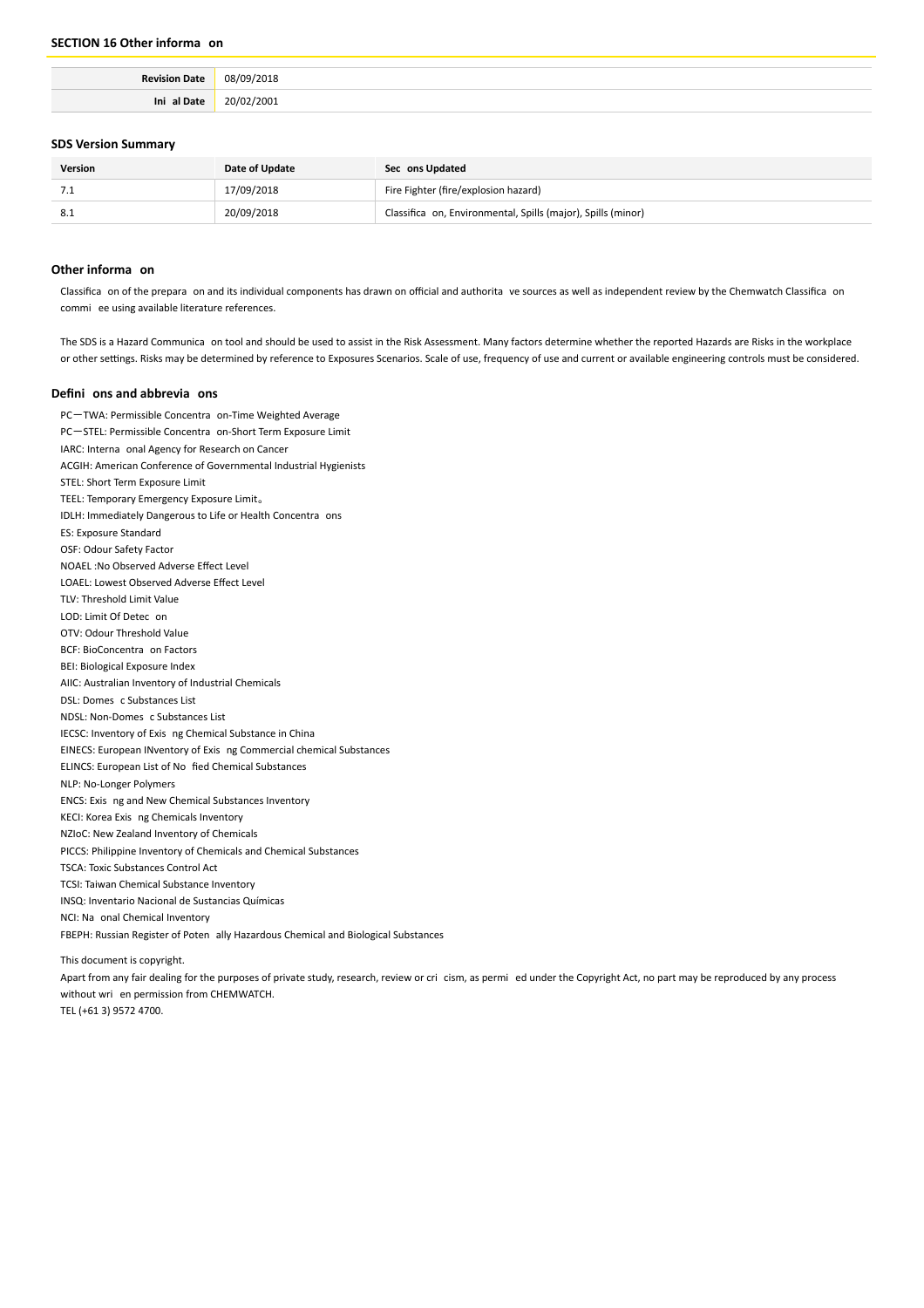## SECTION 16 Other informa on

| | |
|---|---|
| **Revision Date** | 08/09/2018 |
| **Ini al Date** | 20/02/2001 |

### SDS Version Summary

| Version | Date of Update | Sec ons Updated |
|---|---|---|
| 7.1 | 17/09/2018 | Fire Fighter (fire/explosion hazard) |
| 8.1 | 20/09/2018 | Classifica on, Environmental, Spills (major), Spills (minor) |

### Other informa on

Classifica on of the prepara on and its individual components has drawn on official and authorita ve sources as well as independent review by the Chemwatch Classifica on commi ee using available literature references.

The SDS is a Hazard Communica on tool and should be used to assist in the Risk Assessment. Many factors determine whether the reported Hazards are Risks in the workplace or other settings. Risks may be determined by reference to Exposures Scenarios. Scale of use, frequency of use and current or available engineering controls must be considered.

### Defini ons and abbrevia ons

PC—TWA: Permissible Concentra on-Time Weighted Average
PC—STEL: Permissible Concentra on-Short Term Exposure Limit
IARC: Interna onal Agency for Research on Cancer
ACGIH: American Conference of Governmental Industrial Hygienists
STEL: Short Term Exposure Limit
TEEL: Temporary Emergency Exposure Limit。
IDLH: Immediately Dangerous to Life or Health Concentra ons
ES: Exposure Standard
OSF: Odour Safety Factor
NOAEL :No Observed Adverse Effect Level
LOAEL: Lowest Observed Adverse Effect Level
TLV: Threshold Limit Value
LOD: Limit Of Detec on
OTV: Odour Threshold Value
BCF: BioConcentra on Factors
BEI: Biological Exposure Index
AIIC: Australian Inventory of Industrial Chemicals
DSL: Domes c Substances List
NDSL: Non-Domes c Substances List
IECSC: Inventory of Exis ng Chemical Substance in China
EINECS: European INventory of Exis ng Commercial chemical Substances
ELINCS: European List of No fied Chemical Substances
NLP: No-Longer Polymers
ENCS: Exis ng and New Chemical Substances Inventory
KECI: Korea Exis ng Chemicals Inventory
NZIoC: New Zealand Inventory of Chemicals
PICCS: Philippine Inventory of Chemicals and Chemical Substances
TSCA: Toxic Substances Control Act
TCSI: Taiwan Chemical Substance Inventory
INSQ: Inventario Nacional de Sustancias Químicas
NCI: Na onal Chemical Inventory
FBEPH: Russian Register of Poten ally Hazardous Chemical and Biological Substances

This document is copyright.

Apart from any fair dealing for the purposes of private study, research, review or cri cism, as permi ed under the Copyright Act, no part may be reproduced by any process without wri en permission from CHEMWATCH.
TEL (+61 3) 9572 4700.